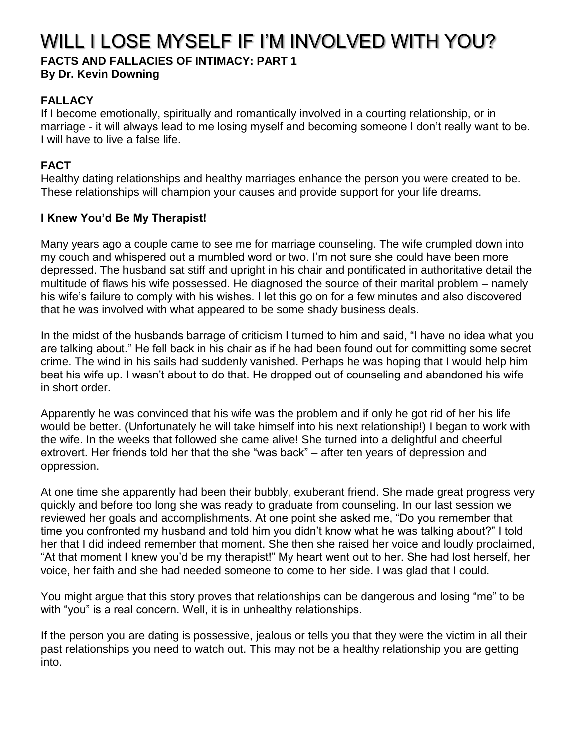# WILL I LOSE MYSELF IF I'M INVOLVED WITH YOU?

**FACTS AND FALLACIES OF INTIMACY: PART 1**
**By Dr. Kevin Downing**

### FALLACY

If I become emotionally, spiritually and romantically involved in a courting relationship, or in marriage - it will always lead to me losing myself and becoming someone I don't really want to be. I will have to live a false life.

### FACT

Healthy dating relationships and healthy marriages enhance the person you were created to be. These relationships will champion your causes and provide support for your life dreams.

### I Knew You'd Be My Therapist!

Many years ago a couple came to see me for marriage counseling. The wife crumpled down into my couch and whispered out a mumbled word or two. I'm not sure she could have been more depressed. The husband sat stiff and upright in his chair and pontificated in authoritative detail the multitude of flaws his wife possessed. He diagnosed the source of their marital problem – namely his wife's failure to comply with his wishes. I let this go on for a few minutes and also discovered that he was involved with what appeared to be some shady business deals.

In the midst of the husbands barrage of criticism I turned to him and said, "I have no idea what you are talking about." He fell back in his chair as if he had been found out for committing some secret crime. The wind in his sails had suddenly vanished. Perhaps he was hoping that I would help him beat his wife up. I wasn't about to do that. He dropped out of counseling and abandoned his wife in short order.

Apparently he was convinced that his wife was the problem and if only he got rid of her his life would be better. (Unfortunately he will take himself into his next relationship!) I began to work with the wife. In the weeks that followed she came alive! She turned into a delightful and cheerful extrovert. Her friends told her that the she "was back" – after ten years of depression and oppression.

At one time she apparently had been their bubbly, exuberant friend. She made great progress very quickly and before too long she was ready to graduate from counseling. In our last session we reviewed her goals and accomplishments. At one point she asked me, "Do you remember that time you confronted my husband and told him you didn't know what he was talking about?" I told her that I did indeed remember that moment. She then she raised her voice and loudly proclaimed, "At that moment I knew you'd be my therapist!" My heart went out to her. She had lost herself, her voice, her faith and she had needed someone to come to her side. I was glad that I could.

You might argue that this story proves that relationships can be dangerous and losing "me" to be with "you" is a real concern. Well, it is in unhealthy relationships.

If the person you are dating is possessive, jealous or tells you that they were the victim in all their past relationships you need to watch out. This may not be a healthy relationship you are getting into.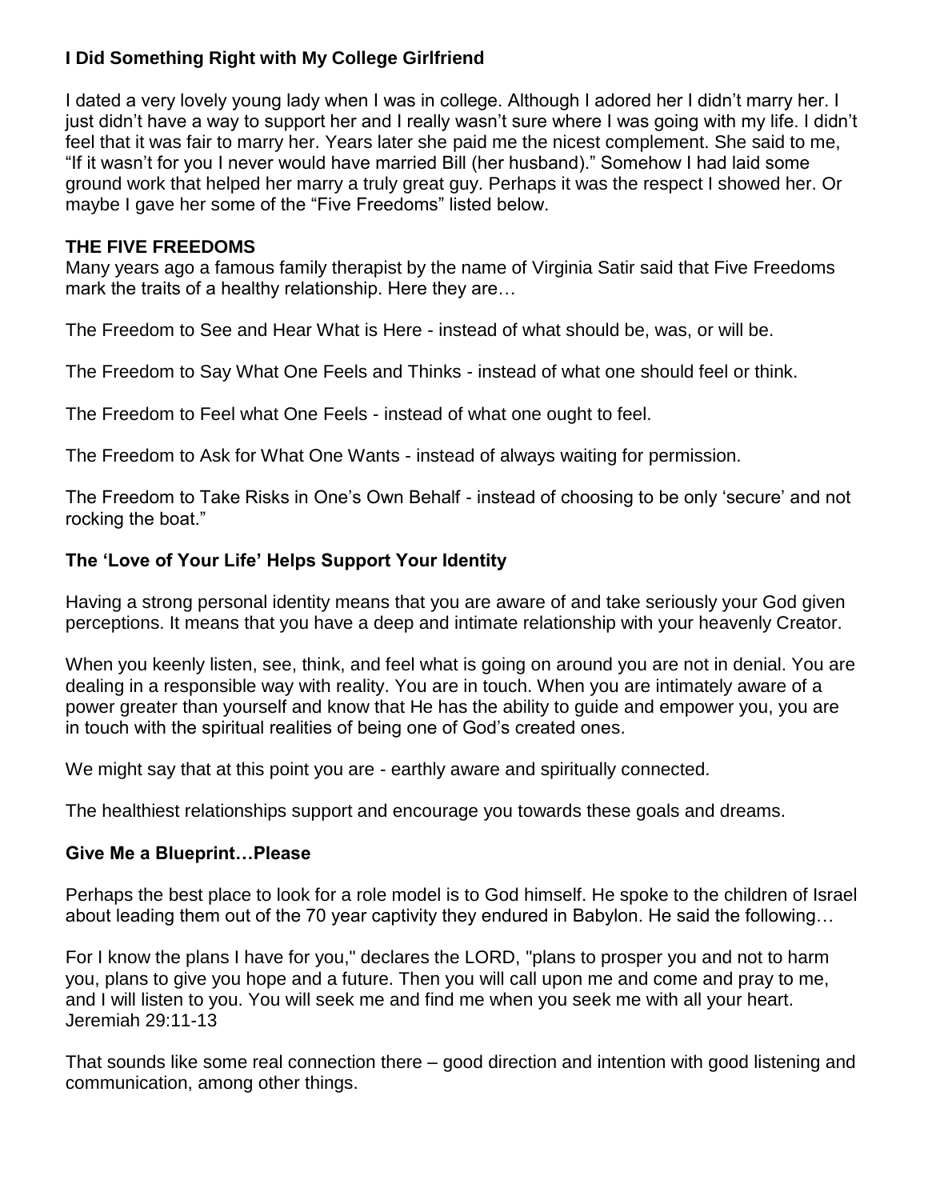**I Did Something Right with My College Girlfriend**

I dated a very lovely young lady when I was in college. Although I adored her I didn't marry her. I just didn't have a way to support her and I really wasn't sure where I was going with my life. I didn't feel that it was fair to marry her. Years later she paid me the nicest complement. She said to me, "If it wasn't for you I never would have married Bill (her husband)." Somehow I had laid some ground work that helped her marry a truly great guy. Perhaps it was the respect I showed her. Or maybe I gave her some of the "Five Freedoms" listed below.

**THE FIVE FREEDOMS**

Many years ago a famous family therapist by the name of Virginia Satir said that Five Freedoms mark the traits of a healthy relationship. Here they are…

The Freedom to See and Hear What is Here - instead of what should be, was, or will be.

The Freedom to Say What One Feels and Thinks - instead of what one should feel or think.

The Freedom to Feel what One Feels - instead of what one ought to feel.

The Freedom to Ask for What One Wants - instead of always waiting for permission.

The Freedom to Take Risks in One's Own Behalf - instead of choosing to be only 'secure' and not rocking the boat."

**The 'Love of Your Life' Helps Support Your Identity**

Having a strong personal identity means that you are aware of and take seriously your God given perceptions. It means that you have a deep and intimate relationship with your heavenly Creator.

When you keenly listen, see, think, and feel what is going on around you are not in denial. You are dealing in a responsible way with reality. You are in touch. When you are intimately aware of a power greater than yourself and know that He has the ability to guide and empower you, you are in touch with the spiritual realities of being one of God's created ones.

We might say that at this point you are - earthly aware and spiritually connected.

The healthiest relationships support and encourage you towards these goals and dreams.

**Give Me a Blueprint…Please**

Perhaps the best place to look for a role model is to God himself. He spoke to the children of Israel about leading them out of the 70 year captivity they endured in Babylon. He said the following…

For I know the plans I have for you," declares the LORD, "plans to prosper you and not to harm you, plans to give you hope and a future. Then you will call upon me and come and pray to me, and I will listen to you. You will seek me and find me when you seek me with all your heart. Jeremiah 29:11-13

That sounds like some real connection there – good direction and intention with good listening and communication, among other things.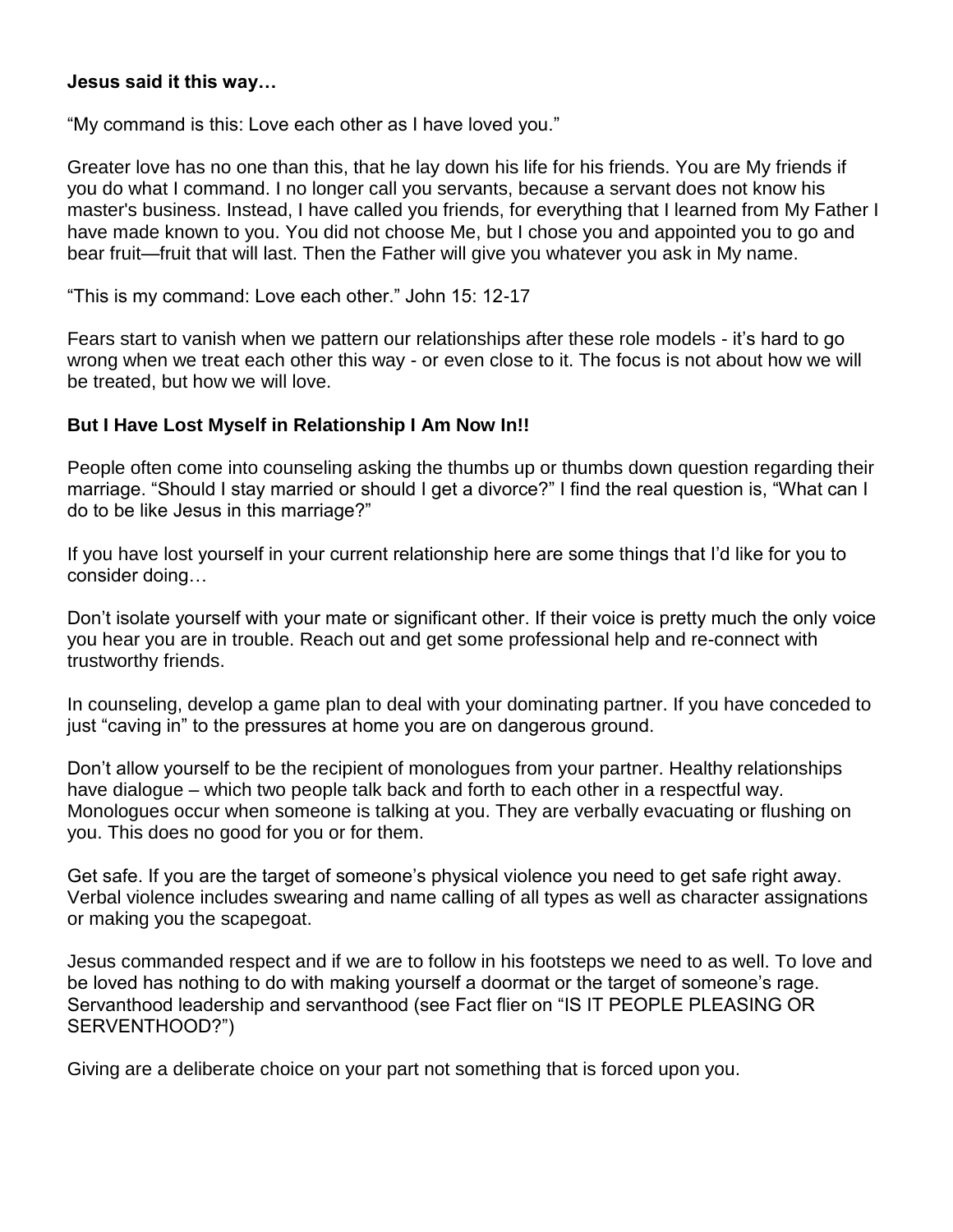**Jesus said it this way…**

“My command is this: Love each other as I have loved you.”

Greater love has no one than this, that he lay down his life for his friends. You are My friends if you do what I command. I no longer call you servants, because a servant does not know his master's business. Instead, I have called you friends, for everything that I learned from My Father I have made known to you. You did not choose Me, but I chose you and appointed you to go and bear fruit—fruit that will last. Then the Father will give you whatever you ask in My name.

“This is my command: Love each other.” John 15: 12-17

Fears start to vanish when we pattern our relationships after these role models - it’s hard to go wrong when we treat each other this way - or even close to it. The focus is not about how we will be treated, but how we will love.

**But I Have Lost Myself in Relationship I Am Now In!!**

People often come into counseling asking the thumbs up or thumbs down question regarding their marriage. “Should I stay married or should I get a divorce?” I find the real question is, “What can I do to be like Jesus in this marriage?”

If you have lost yourself in your current relationship here are some things that I’d like for you to consider doing…

Don’t isolate yourself with your mate or significant other. If their voice is pretty much the only voice you hear you are in trouble. Reach out and get some professional help and re-connect with trustworthy friends.

In counseling, develop a game plan to deal with your dominating partner. If you have conceded to just “caving in” to the pressures at home you are on dangerous ground.

Don’t allow yourself to be the recipient of monologues from your partner. Healthy relationships have dialogue – which two people talk back and forth to each other in a respectful way. Monologues occur when someone is talking at you. They are verbally evacuating or flushing on you. This does no good for you or for them.

Get safe. If you are the target of someone’s physical violence you need to get safe right away. Verbal violence includes swearing and name calling of all types as well as character assignations or making you the scapegoat.

Jesus commanded respect and if we are to follow in his footsteps we need to as well. To love and be loved has nothing to do with making yourself a doormat or the target of someone’s rage. Servanthood leadership and servanthood (see Fact flier on “IS IT PEOPLE PLEASING OR SERVENTHOOD?”)

Giving are a deliberate choice on your part not something that is forced upon you.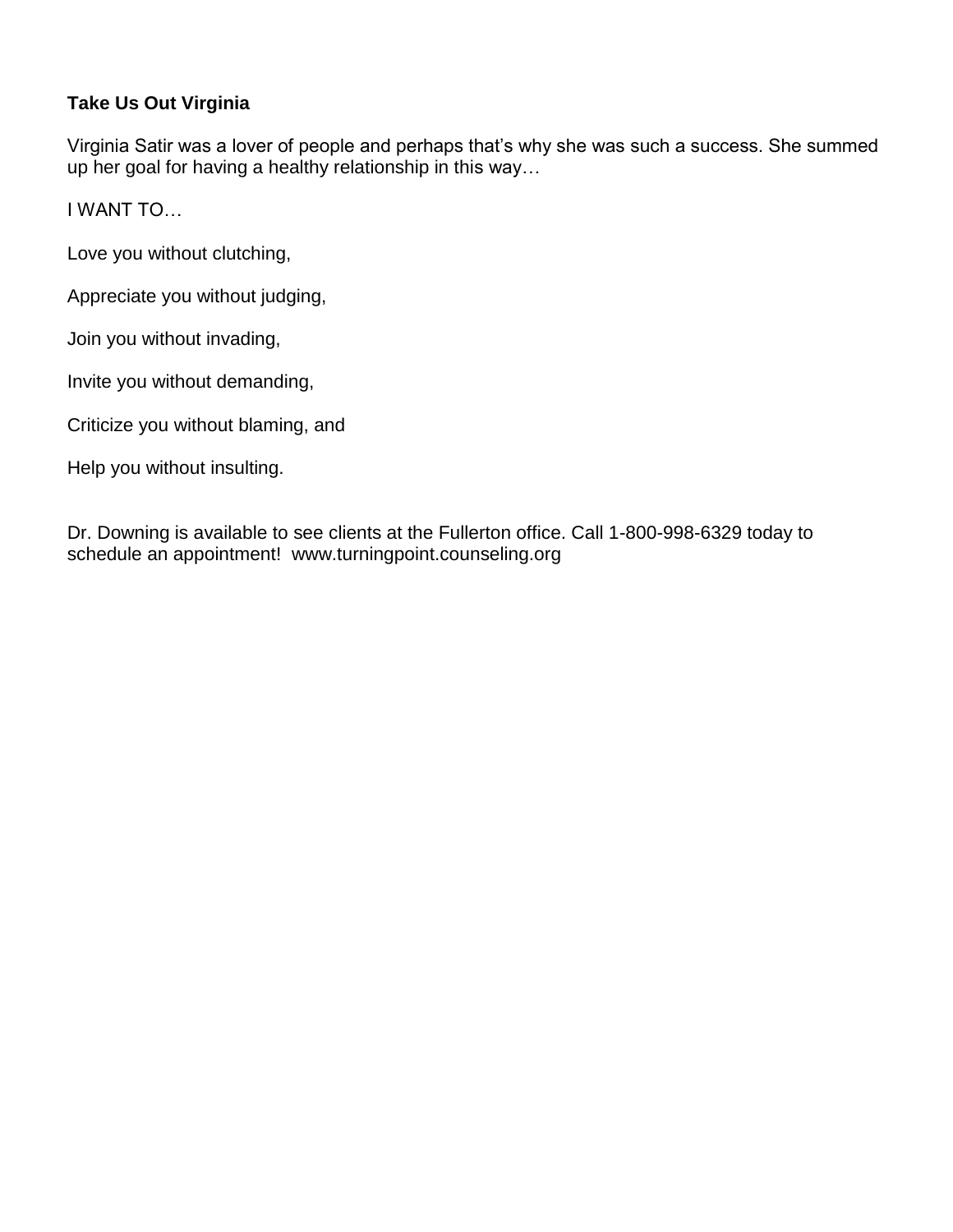**Take Us Out Virginia**

Virginia Satir was a lover of people and perhaps that's why she was such a success. She summed up her goal for having a healthy relationship in this way…

I WANT TO…

Love you without clutching,

Appreciate you without judging,

Join you without invading,

Invite you without demanding,

Criticize you without blaming, and

Help you without insulting.

Dr. Downing is available to see clients at the Fullerton office. Call 1-800-998-6329 today to schedule an appointment! www.turningpoint.counseling.org